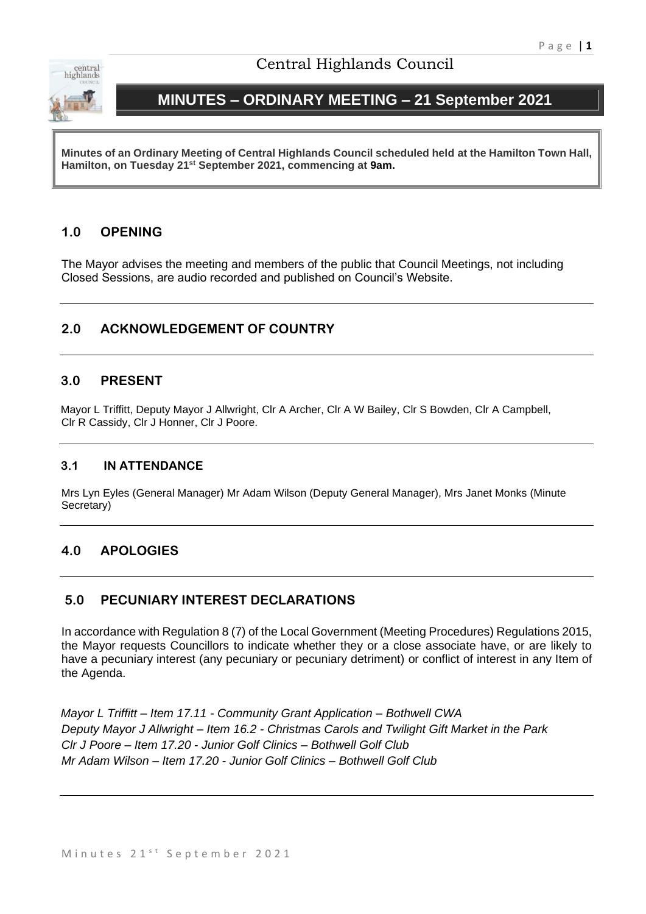Central Highlands Council

# MINUTES – ORDINARY MEETING – 21 September 2021

**Minutes of an Ordinary Meeting of Central Highlands Council scheduled held at the Hamilton Town Hall, Hamilton, on Tuesday 21st September 2021, commencing at 9am.**

## 1.0 OPENING

The Mayor advises the meeting and members of the public that Council Meetings, not including Closed Sessions, are audio recorded and published on Council's Website.

## 2.0 ACKNOWLEDGEMENT OF COUNTRY

## 3.0 PRESENT

Mayor L Triffitt, Deputy Mayor J Allwright, Clr A Archer, Clr A W Bailey, Clr S Bowden, Clr A Campbell, Clr R Cassidy, Clr J Honner, Clr J Poore.

### 3.1 IN ATTENDANCE

Mrs Lyn Eyles (General Manager) Mr Adam Wilson (Deputy General Manager), Mrs Janet Monks (Minute Secretary)

## 4.0 APOLOGIES

## 5.0 PECUNIARY INTEREST DECLARATIONS

In accordance with Regulation 8 (7) of the Local Government (Meeting Procedures) Regulations 2015, the Mayor requests Councillors to indicate whether they or a close associate have, or are likely to have a pecuniary interest (any pecuniary or pecuniary detriment) or conflict of interest in any Item of the Agenda.

*Mayor L Triffitt – Item 17.11 - Community Grant Application – Bothwell CWA*
*Deputy Mayor J Allwright – Item 16.2 - Christmas Carols and Twilight Gift Market in the Park*
*Clr J Poore – Item 17.20 - Junior Golf Clinics – Bothwell Golf Club*
*Mr Adam Wilson – Item 17.20 - Junior Golf Clinics – Bothwell Golf Club*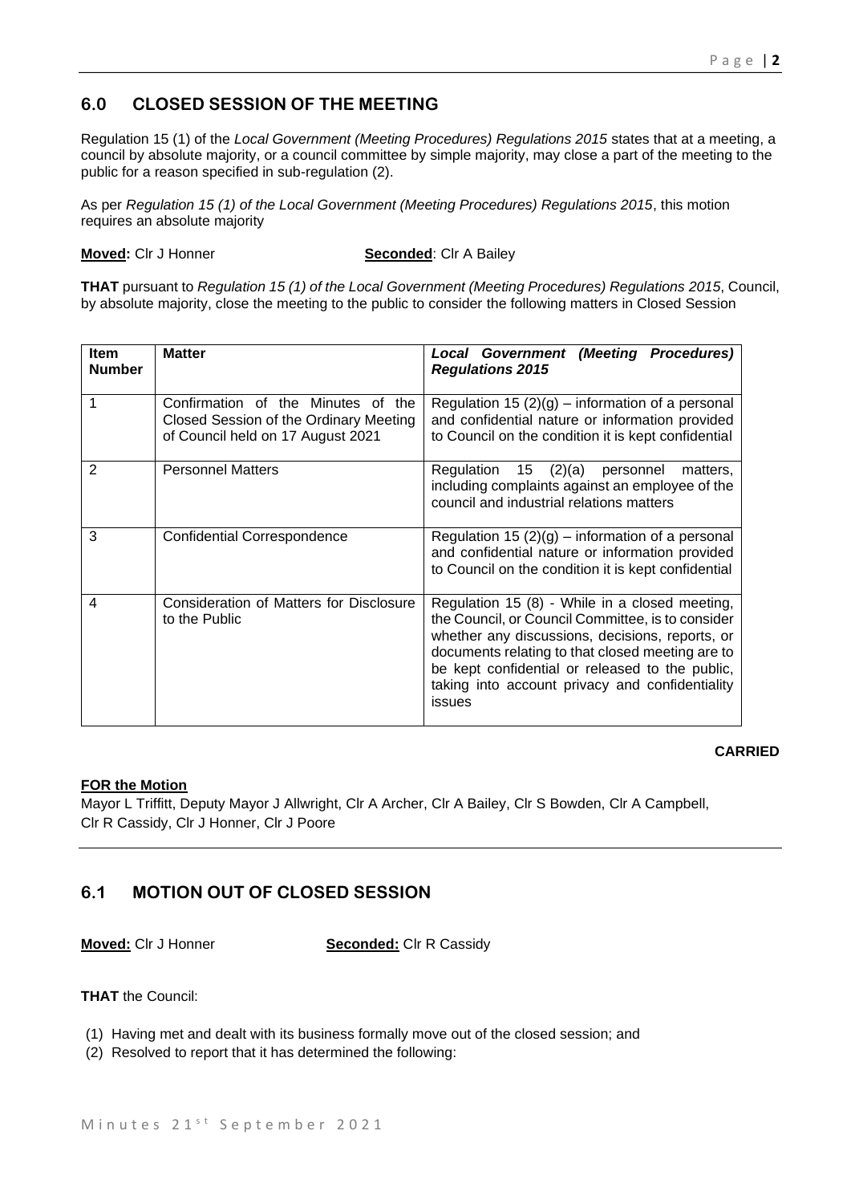## 6.0 CLOSED SESSION OF THE MEETING

Regulation 15 (1) of the *Local Government (Meeting Procedures) Regulations 2015* states that at a meeting, a council by absolute majority, or a council committee by simple majority, may close a part of the meeting to the public for a reason specified in sub-regulation (2).

As per *Regulation 15 (1) of the Local Government (Meeting Procedures) Regulations 2015*, this motion requires an absolute majority

**Moved:** Clr J Honner **Seconded**: Clr A Bailey

**THAT** pursuant to *Regulation 15 (1) of the Local Government (Meeting Procedures) Regulations 2015*, Council, by absolute majority, close the meeting to the public to consider the following matters in Closed Session

| Item Number | Matter | *Local Government (Meeting Procedures) Regulations 2015* |
|---|---|---|
| 1 | Confirmation of the Minutes of the Closed Session of the Ordinary Meeting of Council held on 17 August 2021 | Regulation 15 (2)(g) – information of a personal and confidential nature or information provided to Council on the condition it is kept confidential |
| 2 | Personnel Matters | Regulation 15 (2)(a) personnel matters, including complaints against an employee of the council and industrial relations matters |
| 3 | Confidential Correspondence | Regulation 15 (2)(g) – information of a personal and confidential nature or information provided to Council on the condition it is kept confidential |
| 4 | Consideration of Matters for Disclosure to the Public | Regulation 15 (8) - While in a closed meeting, the Council, or Council Committee, is to consider whether any discussions, decisions, reports, or documents relating to that closed meeting are to be kept confidential or released to the public, taking into account privacy and confidentiality issues |

**CARRIED**

**FOR the Motion**

Mayor L Triffitt, Deputy Mayor J Allwright, Clr A Archer, Clr A Bailey, Clr S Bowden, Clr A Campbell, Clr R Cassidy, Clr J Honner, Clr J Poore

## 6.1 MOTION OUT OF CLOSED SESSION

**Moved:** Clr J Honner **Seconded:** Clr R Cassidy

**THAT** the Council:

(1) Having met and dealt with its business formally move out of the closed session; and
(2) Resolved to report that it has determined the following: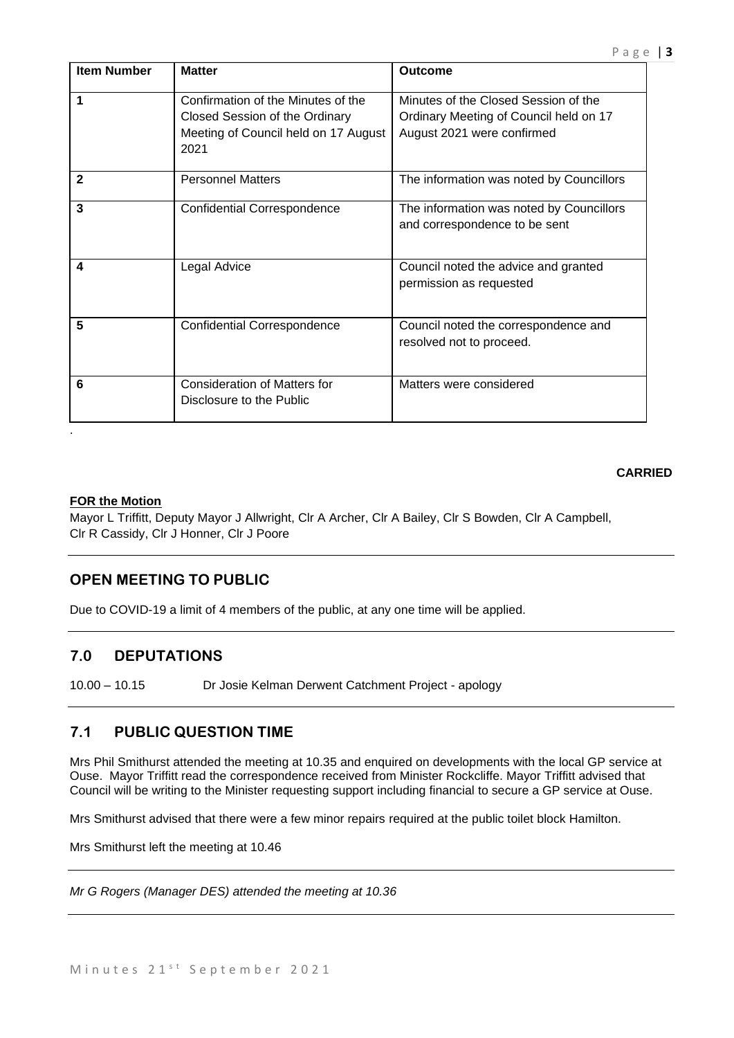| Item Number | Matter | Outcome |
| --- | --- | --- |
| 1 | Confirmation of the Minutes of the Closed Session of the Ordinary Meeting of Council held on 17 August 2021 | Minutes of the Closed Session of the Ordinary Meeting of Council held on 17 August 2021 were confirmed |
| 2 | Personnel Matters | The information was noted by Councillors |
| 3 | Confidential Correspondence | The information was noted by Councillors and correspondence to be sent |
| 4 | Legal Advice | Council noted the advice and granted permission as requested |
| 5 | Confidential Correspondence | Council noted the correspondence and resolved not to proceed. |
| 6 | Consideration of Matters for Disclosure to the Public | Matters were considered |

.

**CARRIED**

**FOR the Motion**
Mayor L Triffitt, Deputy Mayor J Allwright, Clr A Archer, Clr A Bailey, Clr S Bowden, Clr A Campbell, Clr R Cassidy, Clr J Honner, Clr J Poore

## OPEN MEETING TO PUBLIC

Due to COVID-19 a limit of 4 members of the public, at any one time will be applied.

## 7.0 DEPUTATIONS

10.00 – 10.15 Dr Josie Kelman Derwent Catchment Project - apology

## 7.1 PUBLIC QUESTION TIME

Mrs Phil Smithurst attended the meeting at 10.35 and enquired on developments with the local GP service at Ouse. Mayor Triffitt read the correspondence received from Minister Rockcliffe. Mayor Triffitt advised that Council will be writing to the Minister requesting support including financial to secure a GP service at Ouse.

Mrs Smithurst advised that there were a few minor repairs required at the public toilet block Hamilton.

Mrs Smithurst left the meeting at 10.46

*Mr G Rogers (Manager DES) attended the meeting at 10.36*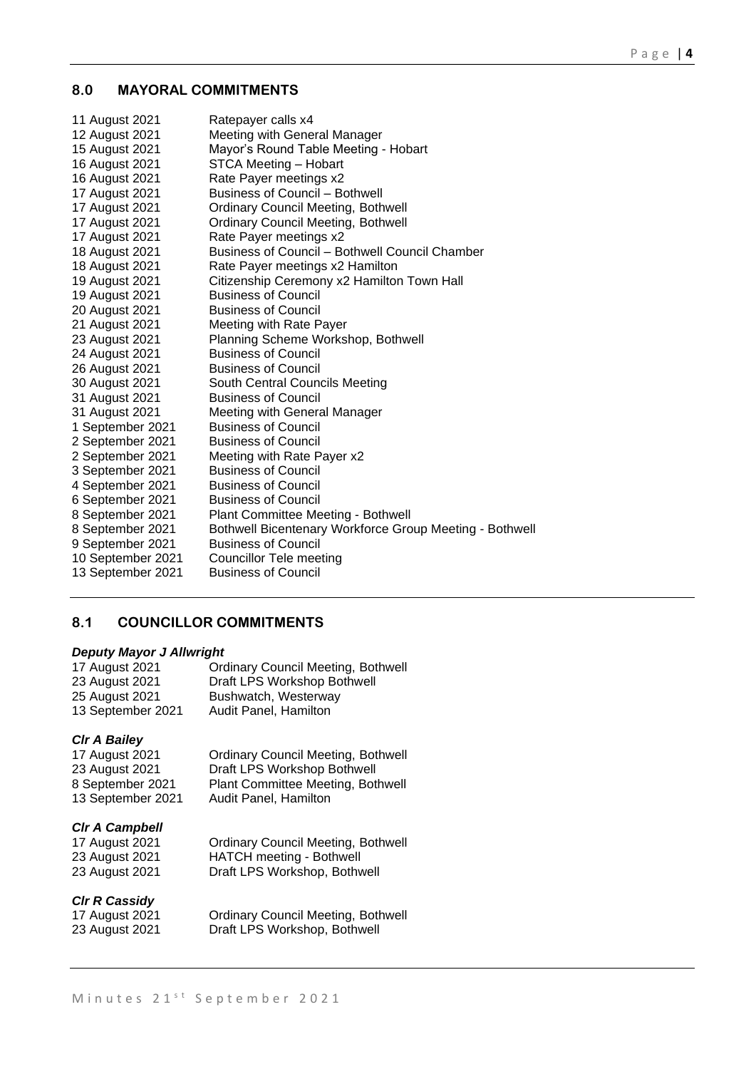## 8.0 MAYORAL COMMITMENTS

| | |
|---|---|
| 11 August 2021 | Ratepayer calls x4 |
| 12 August 2021 | Meeting with General Manager |
| 15 August 2021 | Mayor's Round Table Meeting - Hobart |
| 16 August 2021 | STCA Meeting – Hobart |
| 16 August 2021 | Rate Payer meetings x2 |
| 17 August 2021 | Business of Council – Bothwell |
| 17 August 2021 | Ordinary Council Meeting, Bothwell |
| 17 August 2021 | Ordinary Council Meeting, Bothwell |
| 17 August 2021 | Rate Payer meetings x2 |
| 18 August 2021 | Business of Council – Bothwell Council Chamber |
| 18 August 2021 | Rate Payer meetings x2 Hamilton |
| 19 August 2021 | Citizenship Ceremony x2 Hamilton Town Hall |
| 19 August 2021 | Business of Council |
| 20 August 2021 | Business of Council |
| 21 August 2021 | Meeting with Rate Payer |
| 23 August 2021 | Planning Scheme Workshop, Bothwell |
| 24 August 2021 | Business of Council |
| 26 August 2021 | Business of Council |
| 30 August 2021 | South Central Councils Meeting |
| 31 August 2021 | Business of Council |
| 31 August 2021 | Meeting with General Manager |
| 1 September 2021 | Business of Council |
| 2 September 2021 | Business of Council |
| 2 September 2021 | Meeting with Rate Payer x2 |
| 3 September 2021 | Business of Council |
| 4 September 2021 | Business of Council |
| 6 September 2021 | Business of Council |
| 8 September 2021 | Plant Committee Meeting - Bothwell |
| 8 September 2021 | Bothwell Bicentenary Workforce Group Meeting - Bothwell |
| 9 September 2021 | Business of Council |
| 10 September 2021 | Councillor Tele meeting |
| 13 September 2021 | Business of Council |

## 8.1 COUNCILLOR COMMITMENTS

***Deputy Mayor J Allwright***

| | |
|---|---|
| 17 August 2021 | Ordinary Council Meeting, Bothwell |
| 23 August 2021 | Draft LPS Workshop Bothwell |
| 25 August 2021 | Bushwatch, Westerway |
| 13 September 2021 | Audit Panel, Hamilton |

***Clr A Bailey***

| | |
|---|---|
| 17 August 2021 | Ordinary Council Meeting, Bothwell |
| 23 August 2021 | Draft LPS Workshop Bothwell |
| 8 September 2021 | Plant Committee Meeting, Bothwell |
| 13 September 2021 | Audit Panel, Hamilton |

***Clr A Campbell***

| | |
|---|---|
| 17 August 2021 | Ordinary Council Meeting, Bothwell |
| 23 August 2021 | HATCH meeting - Bothwell |
| 23 August 2021 | Draft LPS Workshop, Bothwell |

***Clr R Cassidy***

| | |
|---|---|
| 17 August 2021 | Ordinary Council Meeting, Bothwell |
| 23 August 2021 | Draft LPS Workshop, Bothwell |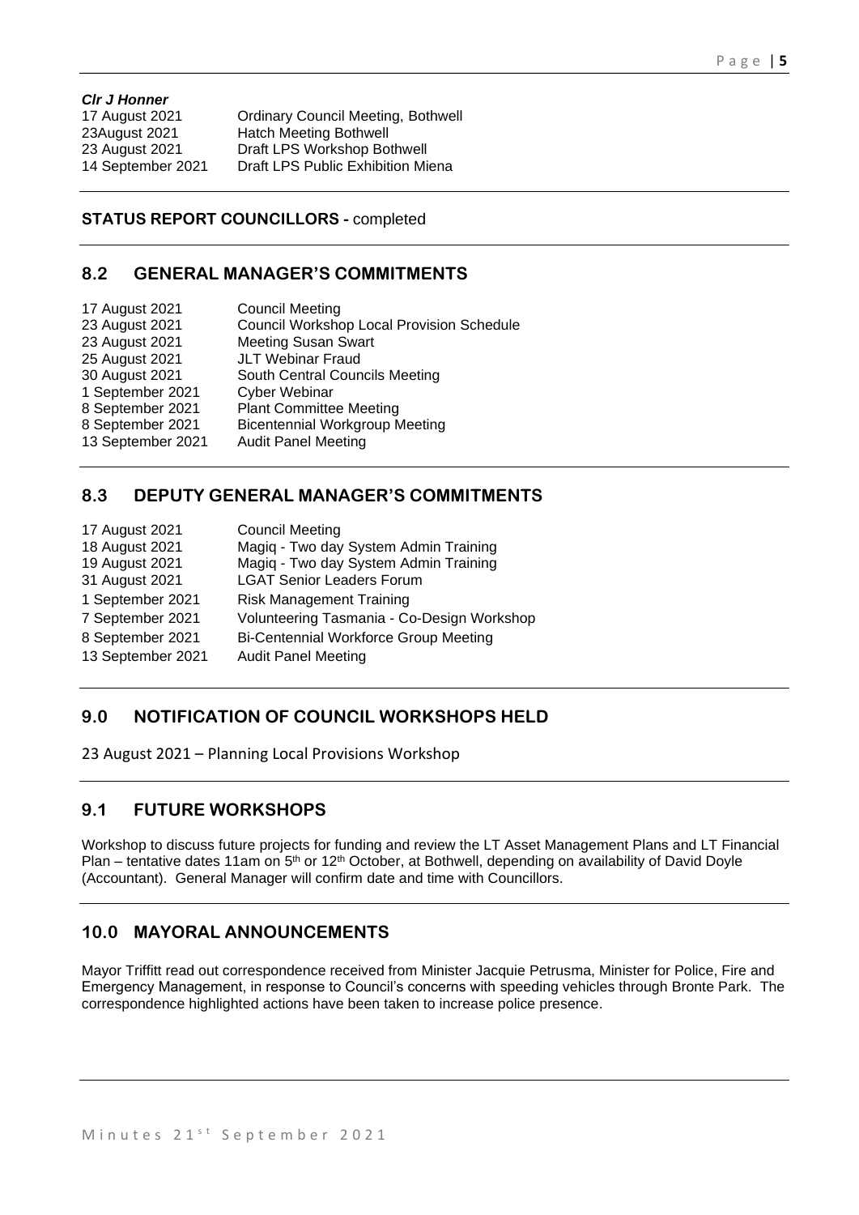***Clr J Honner***

| | |
|---|---|
| 17 August 2021 | Ordinary Council Meeting, Bothwell |
| 23August 2021 | Hatch Meeting Bothwell |
| 23 August 2021 | Draft LPS Workshop Bothwell |
| 14 September 2021 | Draft LPS Public Exhibition Miena |

**STATUS REPORT COUNCILLORS -** completed

## 8.2 GENERAL MANAGER'S COMMITMENTS

| | |
|---|---|
| 17 August 2021 | Council Meeting |
| 23 August 2021 | Council Workshop Local Provision Schedule |
| 23 August 2021 | Meeting Susan Swart |
| 25 August 2021 | JLT Webinar Fraud |
| 30 August 2021 | South Central Councils Meeting |
| 1 September 2021 | Cyber Webinar |
| 8 September 2021 | Plant Committee Meeting |
| 8 September 2021 | Bicentennial Workgroup Meeting |
| 13 September 2021 | Audit Panel Meeting |

## 8.3 DEPUTY GENERAL MANAGER'S COMMITMENTS

| | |
|---|---|
| 17 August 2021 | Council Meeting |
| 18 August 2021 | Magiq - Two day System Admin Training |
| 19 August 2021 | Magiq - Two day System Admin Training |
| 31 August 2021 | LGAT Senior Leaders Forum |
| 1 September 2021 | Risk Management Training |
| 7 September 2021 | Volunteering Tasmania - Co-Design Workshop |
| 8 September 2021 | Bi-Centennial Workforce Group Meeting |
| 13 September 2021 | Audit Panel Meeting |

## 9.0 NOTIFICATION OF COUNCIL WORKSHOPS HELD

23 August 2021 – Planning Local Provisions Workshop

## 9.1 FUTURE WORKSHOPS

Workshop to discuss future projects for funding and review the LT Asset Management Plans and LT Financial Plan – tentative dates 11am on 5th or 12th October, at Bothwell, depending on availability of David Doyle (Accountant). General Manager will confirm date and time with Councillors.

## 10.0 MAYORAL ANNOUNCEMENTS

Mayor Triffitt read out correspondence received from Minister Jacquie Petrusma, Minister for Police, Fire and Emergency Management, in response to Council's concerns with speeding vehicles through Bronte Park. The correspondence highlighted actions have been taken to increase police presence.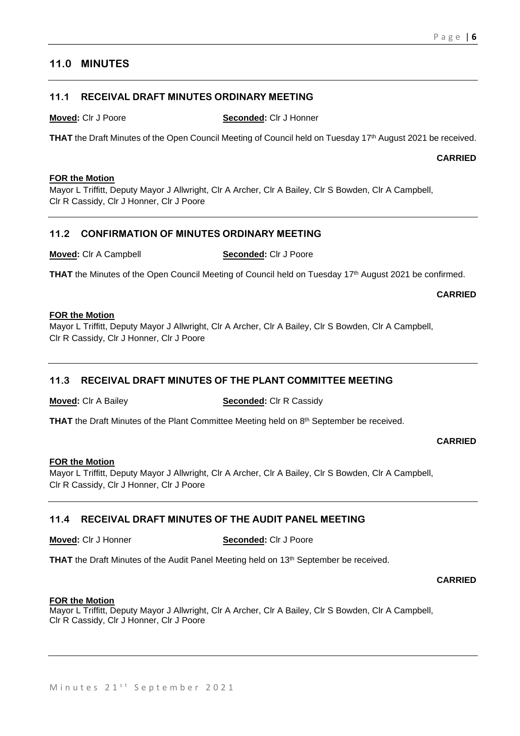## 11.0 MINUTES

### 11.1 RECEIVAL DRAFT MINUTES ORDINARY MEETING

**Moved:** Clr J Poore **Seconded:** Clr J Honner

**THAT** the Draft Minutes of the Open Council Meeting of Council held on Tuesday 17th August 2021 be received.

**CARRIED**

**FOR the Motion**
Mayor L Triffitt, Deputy Mayor J Allwright, Clr A Archer, Clr A Bailey, Clr S Bowden, Clr A Campbell, Clr R Cassidy, Clr J Honner, Clr J Poore

### 11.2 CONFIRMATION OF MINUTES ORDINARY MEETING

**Moved:** Clr A Campbell **Seconded:** Clr J Poore

**THAT** the Minutes of the Open Council Meeting of Council held on Tuesday 17th August 2021 be confirmed.

**CARRIED**

**FOR the Motion**
Mayor L Triffitt, Deputy Mayor J Allwright, Clr A Archer, Clr A Bailey, Clr S Bowden, Clr A Campbell, Clr R Cassidy, Clr J Honner, Clr J Poore

### 11.3 RECEIVAL DRAFT MINUTES OF THE PLANT COMMITTEE MEETING

**Moved:** Clr A Bailey **Seconded:** Clr R Cassidy

**THAT** the Draft Minutes of the Plant Committee Meeting held on 8th September be received.

**CARRIED**

**FOR the Motion**
Mayor L Triffitt, Deputy Mayor J Allwright, Clr A Archer, Clr A Bailey, Clr S Bowden, Clr A Campbell, Clr R Cassidy, Clr J Honner, Clr J Poore

### 11.4 RECEIVAL DRAFT MINUTES OF THE AUDIT PANEL MEETING

**Moved:** Clr J Honner **Seconded:** Clr J Poore

**THAT** the Draft Minutes of the Audit Panel Meeting held on 13th September be received.

**CARRIED**

**FOR the Motion**
Mayor L Triffitt, Deputy Mayor J Allwright, Clr A Archer, Clr A Bailey, Clr S Bowden, Clr A Campbell, Clr R Cassidy, Clr J Honner, Clr J Poore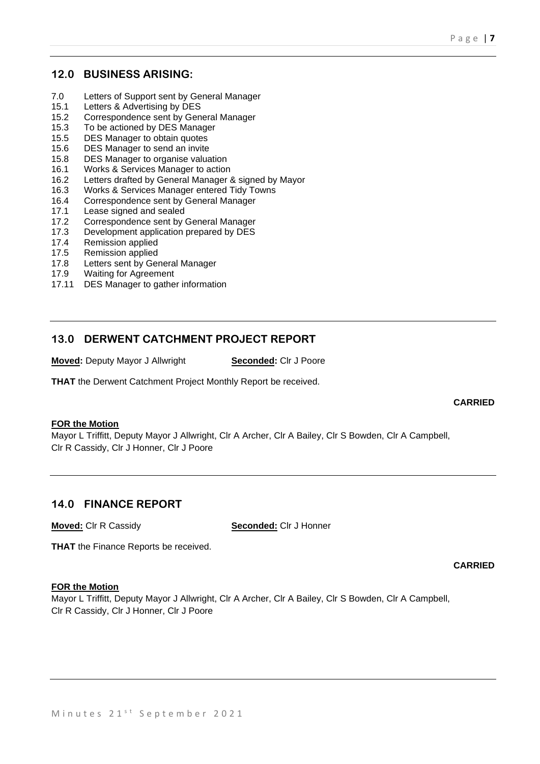## 12.0 BUSINESS ARISING:

| | |
|---|---|
| 7.0 | Letters of Support sent by General Manager |
| 15.1 | Letters & Advertising by DES |
| 15.2 | Correspondence sent by General Manager |
| 15.3 | To be actioned by DES Manager |
| 15.5 | DES Manager to obtain quotes |
| 15.6 | DES Manager to send an invite |
| 15.8 | DES Manager to organise valuation |
| 16.1 | Works & Services Manager to action |
| 16.2 | Letters drafted by General Manager & signed by Mayor |
| 16.3 | Works & Services Manager entered Tidy Towns |
| 16.4 | Correspondence sent by General Manager |
| 17.1 | Lease signed and sealed |
| 17.2 | Correspondence sent by General Manager |
| 17.3 | Development application prepared by DES |
| 17.4 | Remission applied |
| 17.5 | Remission applied |
| 17.8 | Letters sent by General Manager |
| 17.9 | Waiting for Agreement |
| 17.11 | DES Manager to gather information |

## 13.0 DERWENT CATCHMENT PROJECT REPORT

**Moved:** Deputy Mayor J Allwright **Seconded:** Clr J Poore

**THAT** the Derwent Catchment Project Monthly Report be received.

**CARRIED**

**FOR the Motion**
Mayor L Triffitt, Deputy Mayor J Allwright, Clr A Archer, Clr A Bailey, Clr S Bowden, Clr A Campbell, Clr R Cassidy, Clr J Honner, Clr J Poore

## 14.0 FINANCE REPORT

**Moved:** Clr R Cassidy **Seconded:** Clr J Honner

**THAT** the Finance Reports be received.

**CARRIED**

**FOR the Motion**
Mayor L Triffitt, Deputy Mayor J Allwright, Clr A Archer, Clr A Bailey, Clr S Bowden, Clr A Campbell, Clr R Cassidy, Clr J Honner, Clr J Poore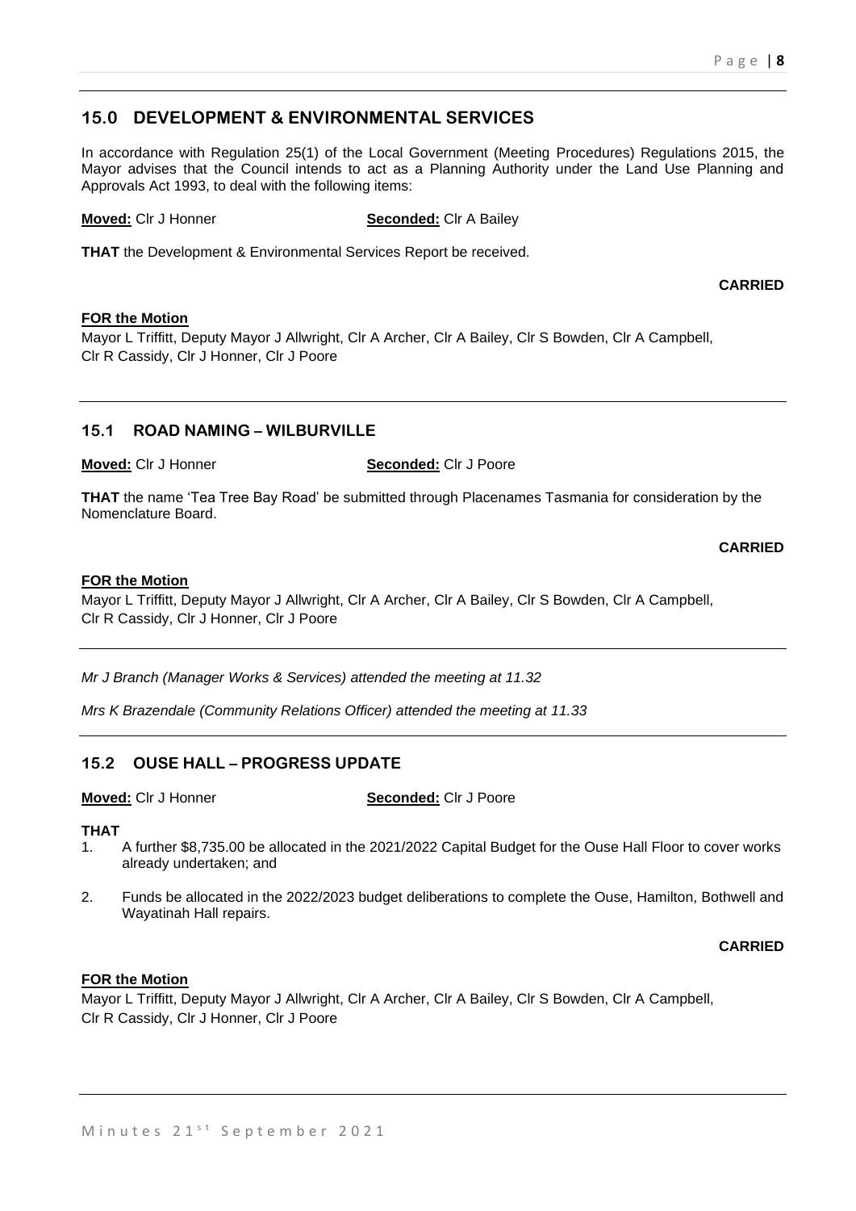## 15.0 DEVELOPMENT & ENVIRONMENTAL SERVICES

In accordance with Regulation 25(1) of the Local Government (Meeting Procedures) Regulations 2015, the Mayor advises that the Council intends to act as a Planning Authority under the Land Use Planning and Approvals Act 1993, to deal with the following items:

**Moved:** Clr J Honner **Seconded:** Clr A Bailey

**THAT** the Development & Environmental Services Report be received.

**CARRIED**

**FOR the Motion**
Mayor L Triffitt, Deputy Mayor J Allwright, Clr A Archer, Clr A Bailey, Clr S Bowden, Clr A Campbell, Clr R Cassidy, Clr J Honner, Clr J Poore

---

### 15.1 ROAD NAMING – WILBURVILLE

**Moved:** Clr J Honner **Seconded:** Clr J Poore

**THAT** the name 'Tea Tree Bay Road' be submitted through Placenames Tasmania for consideration by the Nomenclature Board.

**CARRIED**

**FOR the Motion**
Mayor L Triffitt, Deputy Mayor J Allwright, Clr A Archer, Clr A Bailey, Clr S Bowden, Clr A Campbell, Clr R Cassidy, Clr J Honner, Clr J Poore

---

*Mr J Branch (Manager Works & Services) attended the meeting at 11.32*

*Mrs K Brazendale (Community Relations Officer) attended the meeting at 11.33*

---

### 15.2 OUSE HALL – PROGRESS UPDATE

**Moved:** Clr J Honner **Seconded:** Clr J Poore

**THAT**

1. A further $8,735.00 be allocated in the 2021/2022 Capital Budget for the Ouse Hall Floor to cover works already undertaken; and
2. Funds be allocated in the 2022/2023 budget deliberations to complete the Ouse, Hamilton, Bothwell and Wayatinah Hall repairs.

**CARRIED**

**FOR the Motion**
Mayor L Triffitt, Deputy Mayor J Allwright, Clr A Archer, Clr A Bailey, Clr S Bowden, Clr A Campbell, Clr R Cassidy, Clr J Honner, Clr J Poore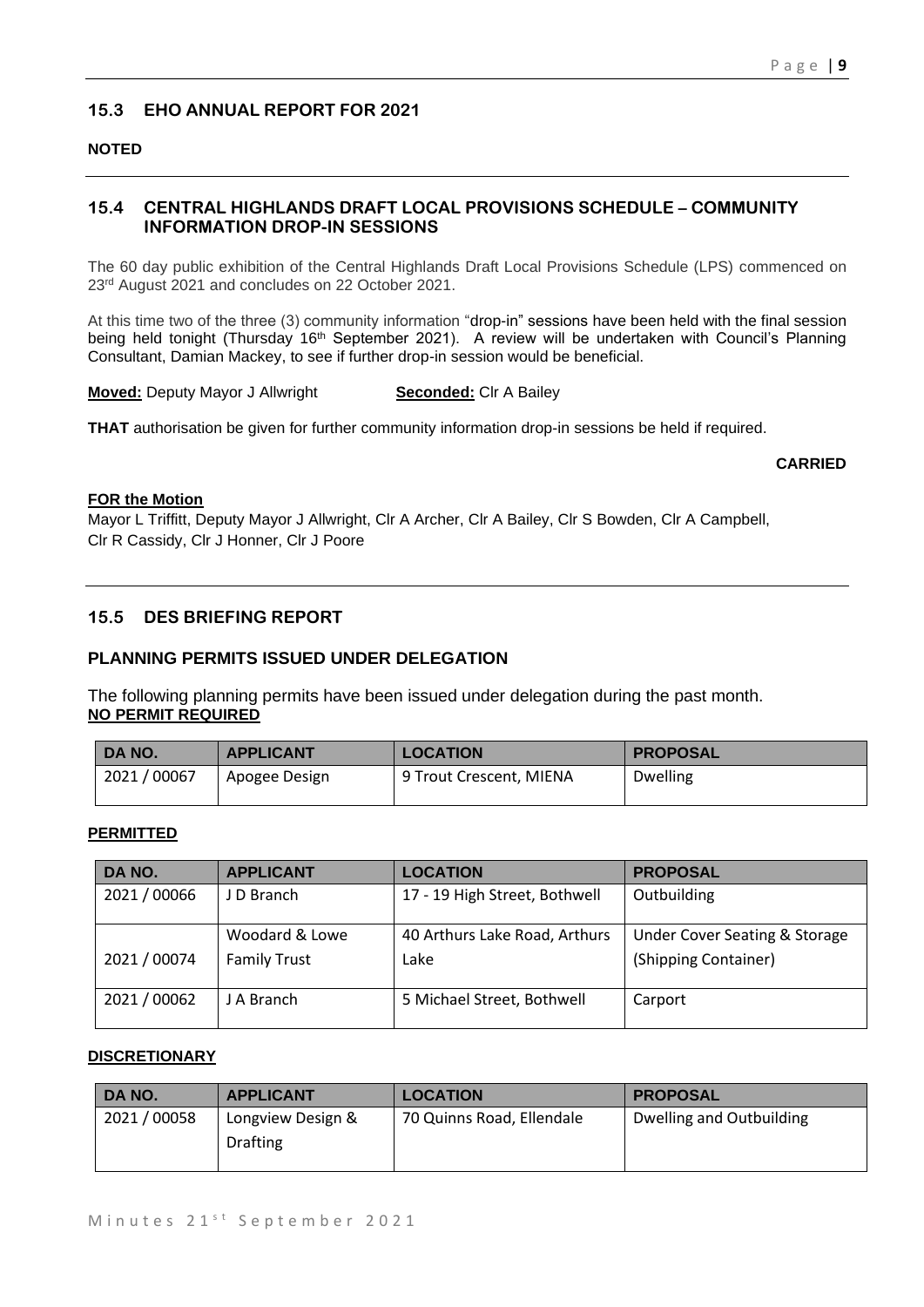## 15.3 EHO ANNUAL REPORT FOR 2021

**NOTED**

## 15.4 CENTRAL HIGHLANDS DRAFT LOCAL PROVISIONS SCHEDULE – COMMUNITY INFORMATION DROP-IN SESSIONS

The 60 day public exhibition of the Central Highlands Draft Local Provisions Schedule (LPS) commenced on 23rd August 2021 and concludes on 22 October 2021.

At this time two of the three (3) community information "drop-in" sessions have been held with the final session being held tonight (Thursday 16th September 2021). A review will be undertaken with Council's Planning Consultant, Damian Mackey, to see if further drop-in session would be beneficial.

**Moved:** Deputy Mayor J Allwright **Seconded:** Clr A Bailey

**THAT** authorisation be given for further community information drop-in sessions be held if required.

**CARRIED**

**FOR the Motion**

Mayor L Triffitt, Deputy Mayor J Allwright, Clr A Archer, Clr A Bailey, Clr S Bowden, Clr A Campbell, Clr R Cassidy, Clr J Honner, Clr J Poore

## 15.5 DES BRIEFING REPORT

### PLANNING PERMITS ISSUED UNDER DELEGATION

The following planning permits have been issued under delegation during the past month.

**NO PERMIT REQUIRED**

| DA NO. | APPLICANT | LOCATION | PROPOSAL |
|---|---|---|---|
| 2021 / 00067 | Apogee Design | 9 Trout Crescent, MIENA | Dwelling |

**PERMITTED**

| DA NO. | APPLICANT | LOCATION | PROPOSAL |
|---|---|---|---|
| 2021 / 00066 | J D Branch | 17 - 19 High Street, Bothwell | Outbuilding |
| 2021 / 00074 | Woodard & Lowe Family Trust | 40 Arthurs Lake Road, Arthurs Lake | Under Cover Seating & Storage (Shipping Container) |
| 2021 / 00062 | J A Branch | 5 Michael Street, Bothwell | Carport |

**DISCRETIONARY**

| DA NO. | APPLICANT | LOCATION | PROPOSAL |
|---|---|---|---|
| 2021 / 00058 | Longview Design & Drafting | 70 Quinns Road, Ellendale | Dwelling and Outbuilding |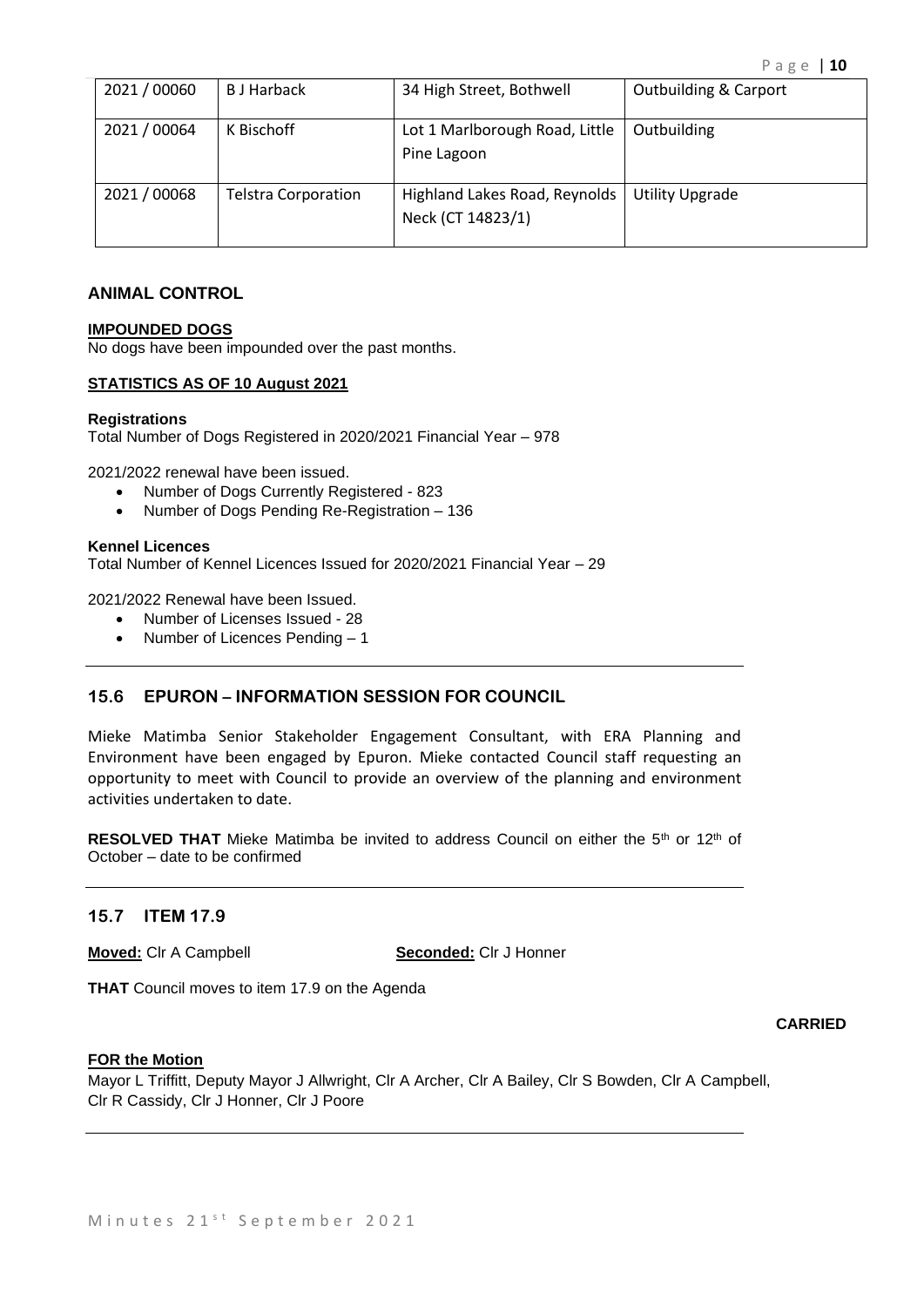| 2021 / 00060 | B J Harback | 34 High Street, Bothwell | Outbuilding & Carport |
|---|---|---|---|
| 2021 / 00064 | K Bischoff | Lot 1 Marlborough Road, Little Pine Lagoon | Outbuilding |
| 2021 / 00068 | Telstra Corporation | Highland Lakes Road, Reynolds Neck (CT 14823/1) | Utility Upgrade |

## ANIMAL CONTROL

**IMPOUNDED DOGS**
No dogs have been impounded over the past months.

**STATISTICS AS OF 10 August 2021**

**Registrations**
Total Number of Dogs Registered in 2020/2021 Financial Year – 978

2021/2022 renewal have been issued.

- Number of Dogs Currently Registered - 823
- Number of Dogs Pending Re-Registration – 136

**Kennel Licences**
Total Number of Kennel Licences Issued for 2020/2021 Financial Year – 29

2021/2022 Renewal have been Issued.

- Number of Licenses Issued - 28
- Number of Licences Pending – 1

## 15.6 EPURON – INFORMATION SESSION FOR COUNCIL

Mieke Matimba Senior Stakeholder Engagement Consultant, with ERA Planning and Environment have been engaged by Epuron. Mieke contacted Council staff requesting an opportunity to meet with Council to provide an overview of the planning and environment activities undertaken to date.

**RESOLVED THAT** Mieke Matimba be invited to address Council on either the 5th or 12th of October – date to be confirmed

## 15.7 ITEM 17.9

**Moved:** Clr A Campbell **Seconded:** Clr J Honner

**THAT** Council moves to item 17.9 on the Agenda

**CARRIED**

**FOR the Motion**
Mayor L Triffitt, Deputy Mayor J Allwright, Clr A Archer, Clr A Bailey, Clr S Bowden, Clr A Campbell, Clr R Cassidy, Clr J Honner, Clr J Poore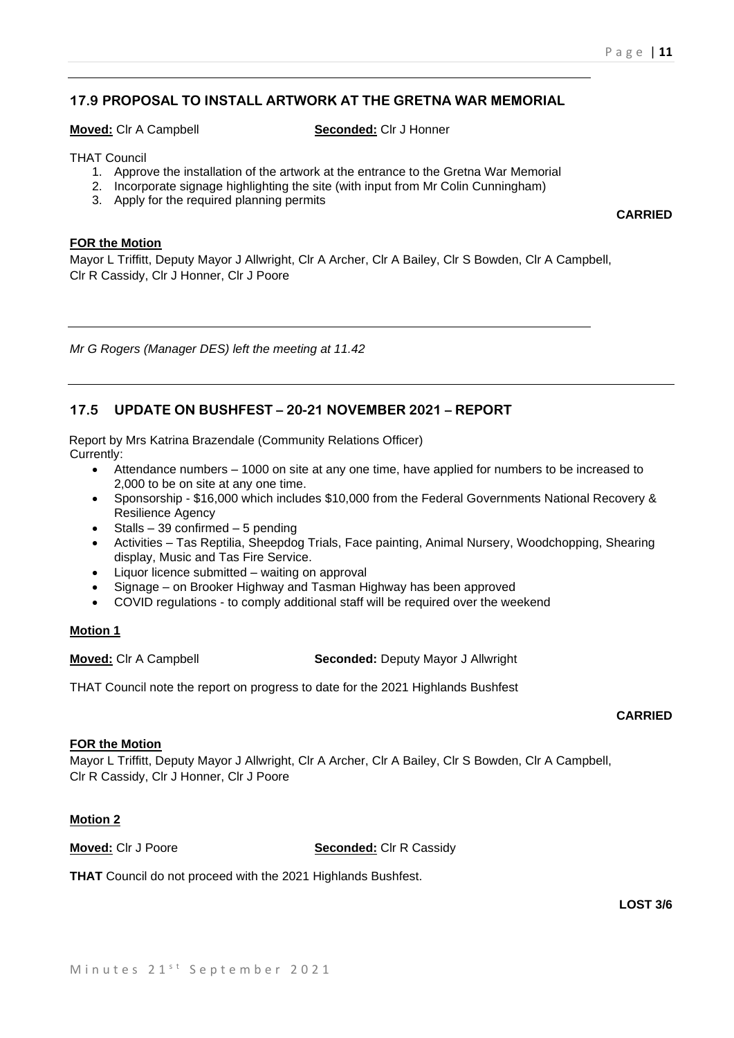## 17.9 PROPOSAL TO INSTALL ARTWORK AT THE GRETNA WAR MEMORIAL

**Moved:** Clr A Campbell **Seconded:** Clr J Honner

THAT Council

1. Approve the installation of the artwork at the entrance to the Gretna War Memorial
2. Incorporate signage highlighting the site (with input from Mr Colin Cunningham)
3. Apply for the required planning permits

**CARRIED**

**FOR the Motion**

Mayor L Triffitt, Deputy Mayor J Allwright, Clr A Archer, Clr A Bailey, Clr S Bowden, Clr A Campbell, Clr R Cassidy, Clr J Honner, Clr J Poore

---

*Mr G Rogers (Manager DES) left the meeting at 11.42*

---

## 17.5 UPDATE ON BUSHFEST – 20-21 NOVEMBER 2021 – REPORT

Report by Mrs Katrina Brazendale (Community Relations Officer)
Currently:

- Attendance numbers – 1000 on site at any one time, have applied for numbers to be increased to 2,000 to be on site at any one time.
- Sponsorship - $16,000 which includes $10,000 from the Federal Governments National Recovery & Resilience Agency
- Stalls – 39 confirmed – 5 pending
- Activities – Tas Reptilia, Sheepdog Trials, Face painting, Animal Nursery, Woodchopping, Shearing display, Music and Tas Fire Service.
- Liquor licence submitted – waiting on approval
- Signage – on Brooker Highway and Tasman Highway has been approved
- COVID regulations - to comply additional staff will be required over the weekend

**Motion 1**

**Moved:** Clr A Campbell **Seconded:** Deputy Mayor J Allwright

THAT Council note the report on progress to date for the 2021 Highlands Bushfest

**CARRIED**

**FOR the Motion**

Mayor L Triffitt, Deputy Mayor J Allwright, Clr A Archer, Clr A Bailey, Clr S Bowden, Clr A Campbell, Clr R Cassidy, Clr J Honner, Clr J Poore

**Motion 2**

**Moved:** Clr J Poore **Seconded:** Clr R Cassidy

**THAT** Council do not proceed with the 2021 Highlands Bushfest.

**LOST 3/6**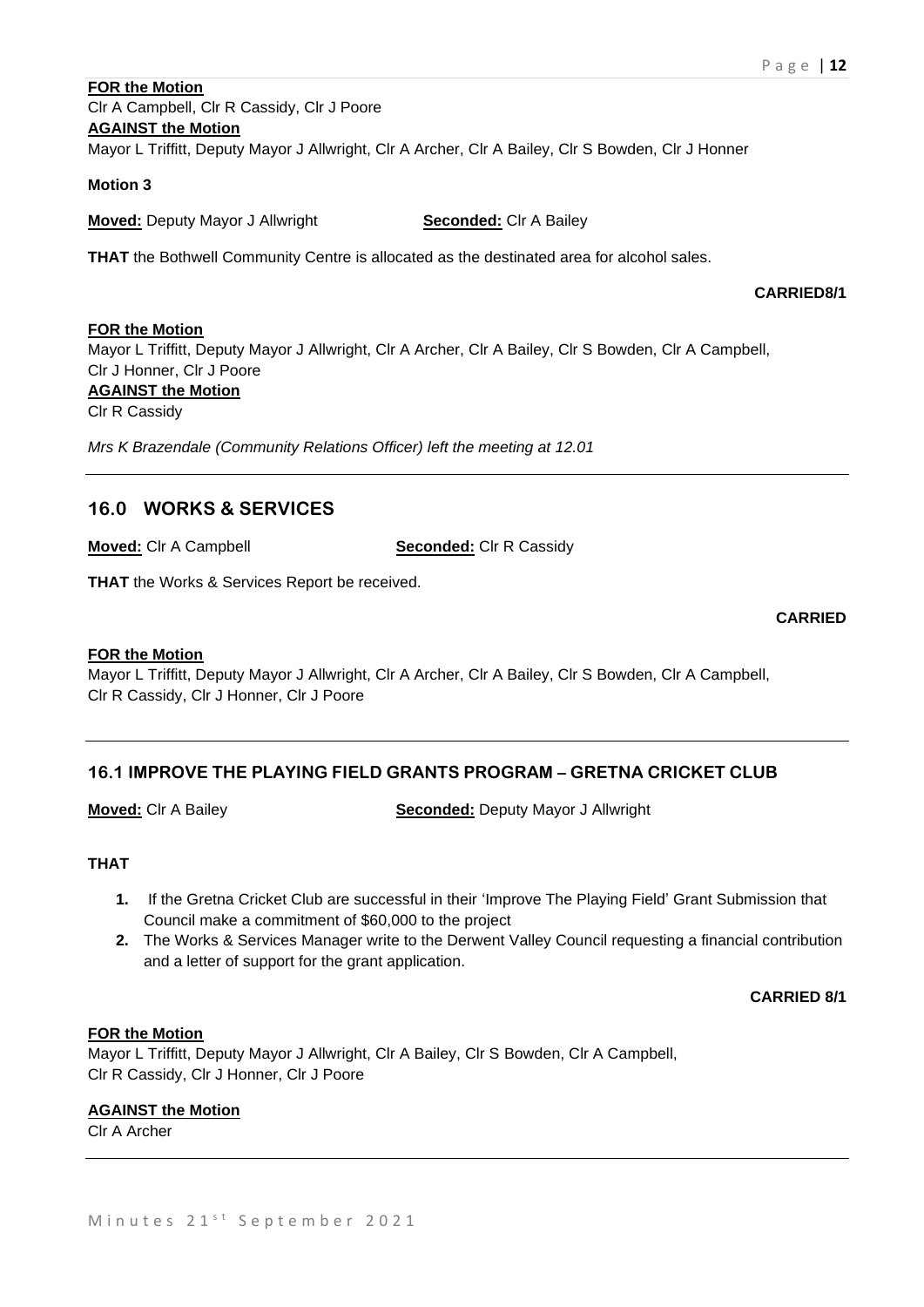**FOR the Motion**
Clr A Campbell, Clr R Cassidy, Clr J Poore
**AGAINST the Motion**
Mayor L Triffitt, Deputy Mayor J Allwright, Clr A Archer, Clr A Bailey, Clr S Bowden, Clr J Honner

**Motion 3**

**Moved:** Deputy Mayor J Allwright **Seconded:** Clr A Bailey

**THAT** the Bothwell Community Centre is allocated as the destinated area for alcohol sales.

**CARRIED8/1**

**FOR the Motion**
Mayor L Triffitt, Deputy Mayor J Allwright, Clr A Archer, Clr A Bailey, Clr S Bowden, Clr A Campbell, Clr J Honner, Clr J Poore
**AGAINST the Motion**
Clr R Cassidy

*Mrs K Brazendale (Community Relations Officer) left the meeting at 12.01*

## 16.0 WORKS & SERVICES

**Moved:** Clr A Campbell **Seconded:** Clr R Cassidy

**THAT** the Works & Services Report be received.

**CARRIED**

**FOR the Motion**
Mayor L Triffitt, Deputy Mayor J Allwright, Clr A Archer, Clr A Bailey, Clr S Bowden, Clr A Campbell, Clr R Cassidy, Clr J Honner, Clr J Poore

### 16.1 IMPROVE THE PLAYING FIELD GRANTS PROGRAM – GRETNA CRICKET CLUB

**Moved:** Clr A Bailey **Seconded:** Deputy Mayor J Allwright

**THAT**

1. If the Gretna Cricket Club are successful in their 'Improve The Playing Field' Grant Submission that Council make a commitment of $60,000 to the project
2. The Works & Services Manager write to the Derwent Valley Council requesting a financial contribution and a letter of support for the grant application.

**CARRIED 8/1**

**FOR the Motion**
Mayor L Triffitt, Deputy Mayor J Allwright, Clr A Bailey, Clr S Bowden, Clr A Campbell, Clr R Cassidy, Clr J Honner, Clr J Poore

**AGAINST the Motion**
Clr A Archer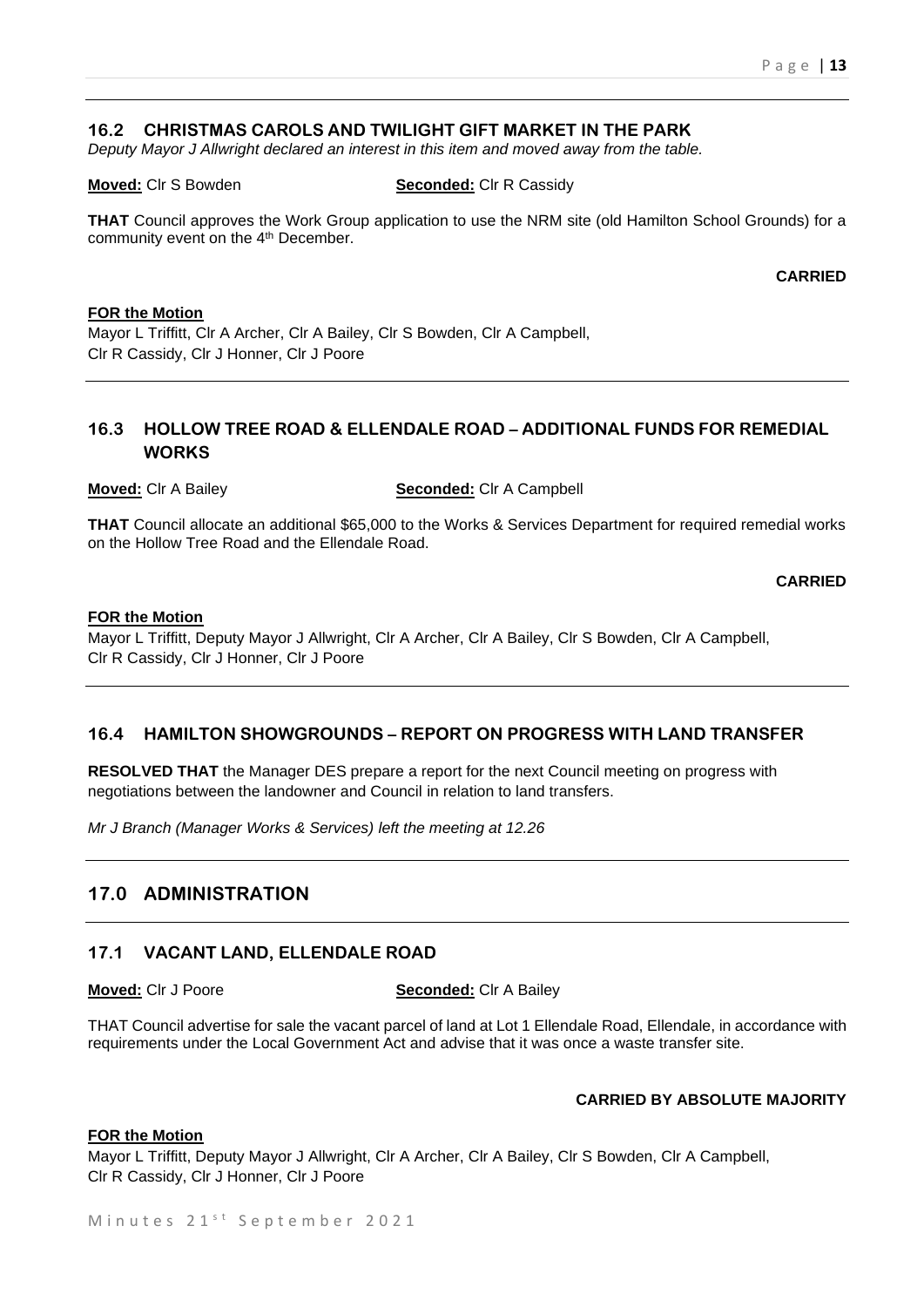### 16.2 CHRISTMAS CAROLS AND TWILIGHT GIFT MARKET IN THE PARK

*Deputy Mayor J Allwright declared an interest in this item and moved away from the table.*

**Moved:** Clr S Bowden **Seconded:** Clr R Cassidy

**THAT** Council approves the Work Group application to use the NRM site (old Hamilton School Grounds) for a community event on the 4th December.

**CARRIED**

**FOR the Motion**
Mayor L Triffitt, Clr A Archer, Clr A Bailey, Clr S Bowden, Clr A Campbell, Clr R Cassidy, Clr J Honner, Clr J Poore

### 16.3 HOLLOW TREE ROAD & ELLENDALE ROAD – ADDITIONAL FUNDS FOR REMEDIAL WORKS

**Moved:** Clr A Bailey **Seconded:** Clr A Campbell

**THAT** Council allocate an additional $65,000 to the Works & Services Department for required remedial works on the Hollow Tree Road and the Ellendale Road.

**CARRIED**

**FOR the Motion**
Mayor L Triffitt, Deputy Mayor J Allwright, Clr A Archer, Clr A Bailey, Clr S Bowden, Clr A Campbell, Clr R Cassidy, Clr J Honner, Clr J Poore

### 16.4 HAMILTON SHOWGROUNDS – REPORT ON PROGRESS WITH LAND TRANSFER

**RESOLVED THAT** the Manager DES prepare a report for the next Council meeting on progress with negotiations between the landowner and Council in relation to land transfers.

*Mr J Branch (Manager Works & Services) left the meeting at 12.26*

## 17.0 ADMINISTRATION

### 17.1 VACANT LAND, ELLENDALE ROAD

**Moved:** Clr J Poore **Seconded:** Clr A Bailey

THAT Council advertise for sale the vacant parcel of land at Lot 1 Ellendale Road, Ellendale, in accordance with requirements under the Local Government Act and advise that it was once a waste transfer site.

**CARRIED BY ABSOLUTE MAJORITY**

**FOR the Motion**
Mayor L Triffitt, Deputy Mayor J Allwright, Clr A Archer, Clr A Bailey, Clr S Bowden, Clr A Campbell, Clr R Cassidy, Clr J Honner, Clr J Poore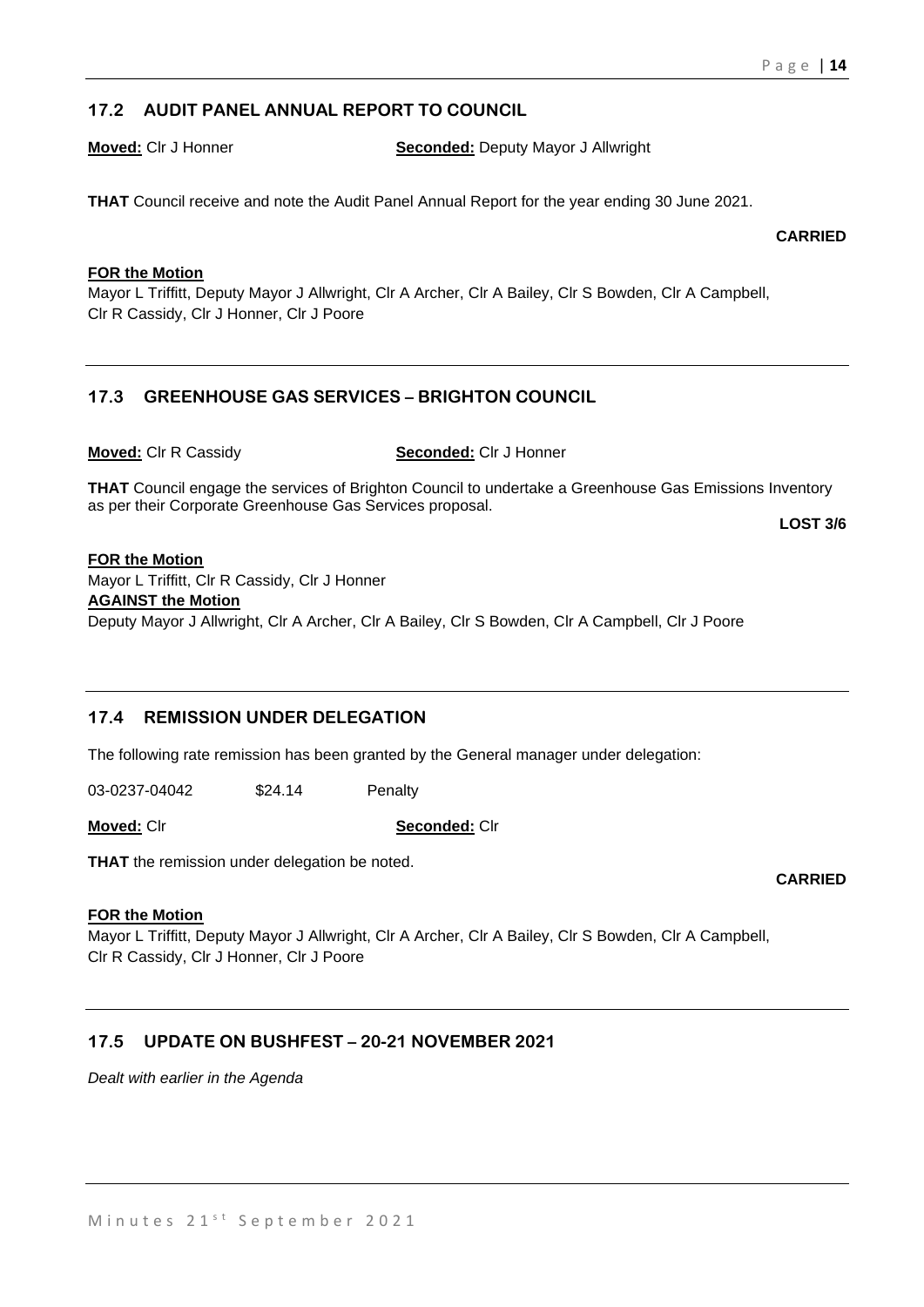## 17.2 AUDIT PANEL ANNUAL REPORT TO COUNCIL

**Moved:** Clr J Honner **Seconded:** Deputy Mayor J Allwright

**THAT** Council receive and note the Audit Panel Annual Report for the year ending 30 June 2021.

**CARRIED**

**FOR the Motion**
Mayor L Triffitt, Deputy Mayor J Allwright, Clr A Archer, Clr A Bailey, Clr S Bowden, Clr A Campbell, Clr R Cassidy, Clr J Honner, Clr J Poore

## 17.3 GREENHOUSE GAS SERVICES – BRIGHTON COUNCIL

**Moved:** Clr R Cassidy **Seconded:** Clr J Honner

**THAT** Council engage the services of Brighton Council to undertake a Greenhouse Gas Emissions Inventory as per their Corporate Greenhouse Gas Services proposal.

**LOST 3/6**

**FOR the Motion**
Mayor L Triffitt, Clr R Cassidy, Clr J Honner
**AGAINST the Motion**
Deputy Mayor J Allwright, Clr A Archer, Clr A Bailey, Clr S Bowden, Clr A Campbell, Clr J Poore

## 17.4 REMISSION UNDER DELEGATION

The following rate remission has been granted by the General manager under delegation:

03-0237-04042 $24.14 Penalty

**Moved:** Clr **Seconded:** Clr

**THAT** the remission under delegation be noted.

**CARRIED**

**FOR the Motion**
Mayor L Triffitt, Deputy Mayor J Allwright, Clr A Archer, Clr A Bailey, Clr S Bowden, Clr A Campbell, Clr R Cassidy, Clr J Honner, Clr J Poore

## 17.5 UPDATE ON BUSHFEST – 20-21 NOVEMBER 2021

*Dealt with earlier in the Agenda*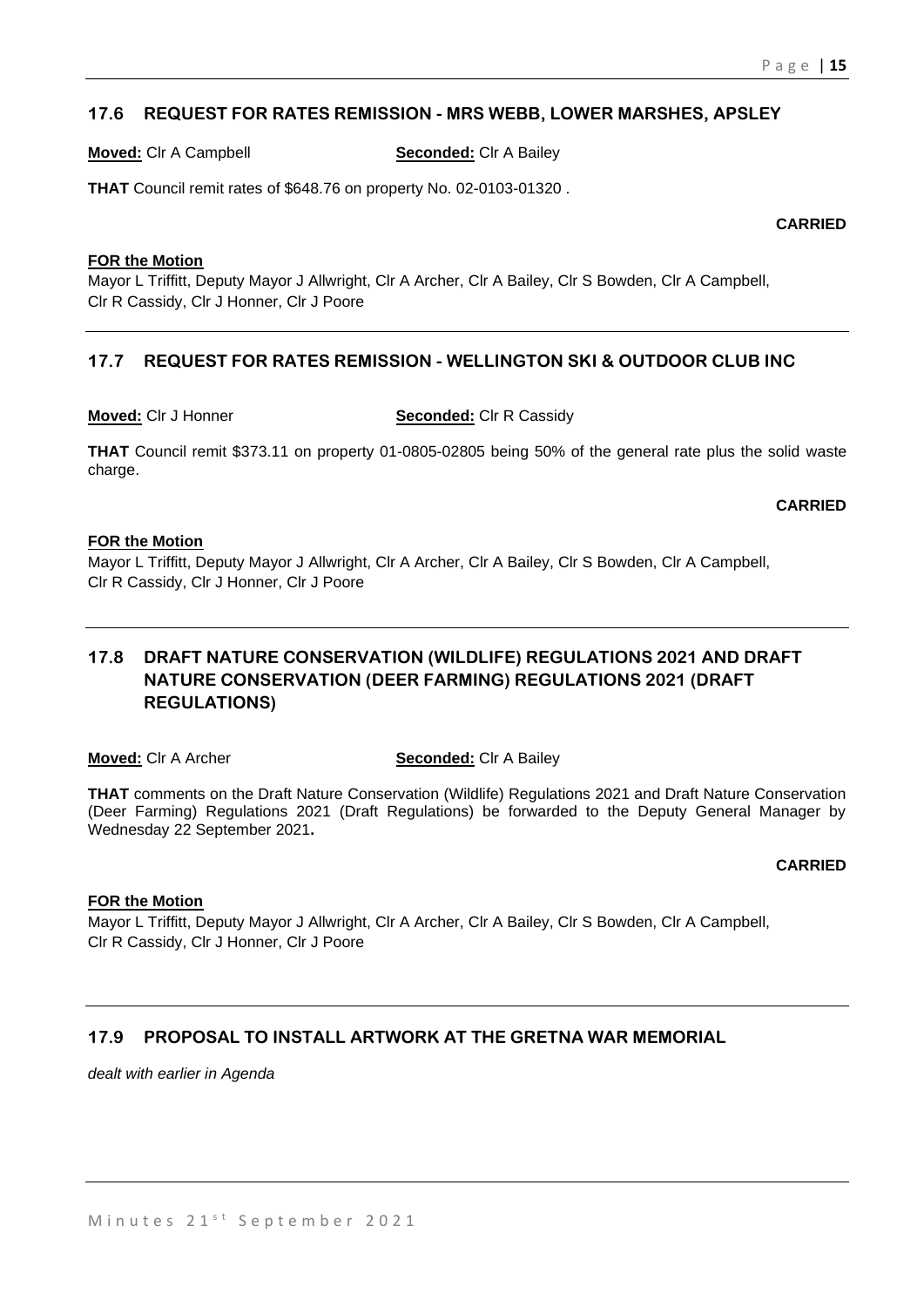## 17.6 REQUEST FOR RATES REMISSION - MRS WEBB, LOWER MARSHES, APSLEY

**Moved:** Clr A Campbell **Seconded:** Clr A Bailey

**THAT** Council remit rates of $648.76 on property No. 02-0103-01320 .

**CARRIED**

**FOR the Motion**

Mayor L Triffitt, Deputy Mayor J Allwright, Clr A Archer, Clr A Bailey, Clr S Bowden, Clr A Campbell, Clr R Cassidy, Clr J Honner, Clr J Poore

## 17.7 REQUEST FOR RATES REMISSION - WELLINGTON SKI & OUTDOOR CLUB INC

**Moved:** Clr J Honner **Seconded:** Clr R Cassidy

**THAT** Council remit $373.11 on property 01-0805-02805 being 50% of the general rate plus the solid waste charge.

**CARRIED**

**FOR the Motion**

Mayor L Triffitt, Deputy Mayor J Allwright, Clr A Archer, Clr A Bailey, Clr S Bowden, Clr A Campbell, Clr R Cassidy, Clr J Honner, Clr J Poore

## 17.8 DRAFT NATURE CONSERVATION (WILDLIFE) REGULATIONS 2021 AND DRAFT NATURE CONSERVATION (DEER FARMING) REGULATIONS 2021 (DRAFT REGULATIONS)

**Moved:** Clr A Archer **Seconded:** Clr A Bailey

**THAT** comments on the Draft Nature Conservation (Wildlife) Regulations 2021 and Draft Nature Conservation (Deer Farming) Regulations 2021 (Draft Regulations) be forwarded to the Deputy General Manager by Wednesday 22 September 2021**.**

**CARRIED**

**FOR the Motion**

Mayor L Triffitt, Deputy Mayor J Allwright, Clr A Archer, Clr A Bailey, Clr S Bowden, Clr A Campbell, Clr R Cassidy, Clr J Honner, Clr J Poore

## 17.9 PROPOSAL TO INSTALL ARTWORK AT THE GRETNA WAR MEMORIAL

*dealt with earlier in Agenda*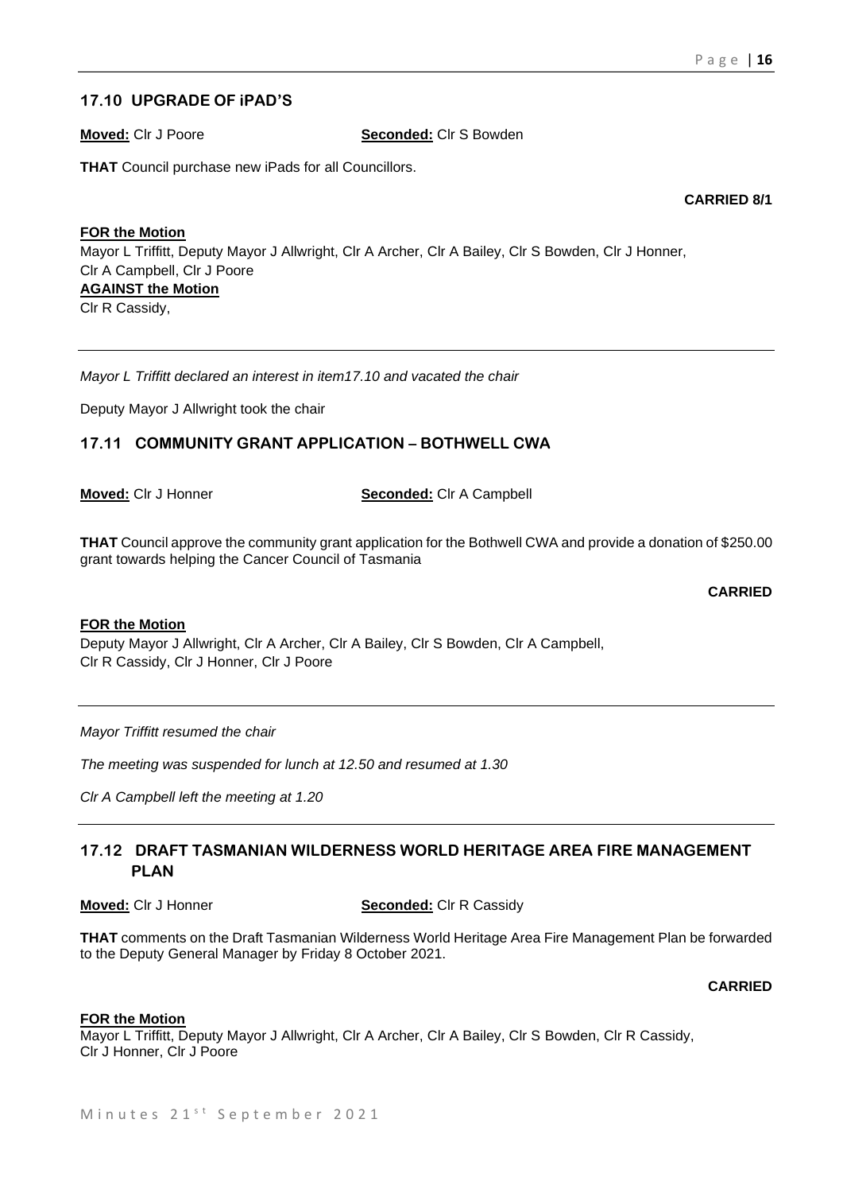## 17.10 UPGRADE OF iPAD'S

**Moved:** Clr J Poore **Seconded:** Clr S Bowden

**THAT** Council purchase new iPads for all Councillors.

**CARRIED 8/1**

**FOR the Motion**

Mayor L Triffitt, Deputy Mayor J Allwright, Clr A Archer, Clr A Bailey, Clr S Bowden, Clr J Honner, Clr A Campbell, Clr J Poore

**AGAINST the Motion**

Clr R Cassidy,

---

*Mayor L Triffitt declared an interest in item17.10 and vacated the chair*

Deputy Mayor J Allwright took the chair

## 17.11 COMMUNITY GRANT APPLICATION – BOTHWELL CWA

**Moved:** Clr J Honner **Seconded:** Clr A Campbell

**THAT** Council approve the community grant application for the Bothwell CWA and provide a donation of $250.00 grant towards helping the Cancer Council of Tasmania

**CARRIED**

**FOR the Motion**

Deputy Mayor J Allwright, Clr A Archer, Clr A Bailey, Clr S Bowden, Clr A Campbell, Clr R Cassidy, Clr J Honner, Clr J Poore

---

*Mayor Triffitt resumed the chair*

*The meeting was suspended for lunch at 12.50 and resumed at 1.30*

*Clr A Campbell left the meeting at 1.20*

---

## 17.12 DRAFT TASMANIAN WILDERNESS WORLD HERITAGE AREA FIRE MANAGEMENT PLAN

**Moved:** Clr J Honner **Seconded:** Clr R Cassidy

**THAT** comments on the Draft Tasmanian Wilderness World Heritage Area Fire Management Plan be forwarded to the Deputy General Manager by Friday 8 October 2021.

**CARRIED**

**FOR the Motion**

Mayor L Triffitt, Deputy Mayor J Allwright, Clr A Archer, Clr A Bailey, Clr S Bowden, Clr R Cassidy, Clr J Honner, Clr J Poore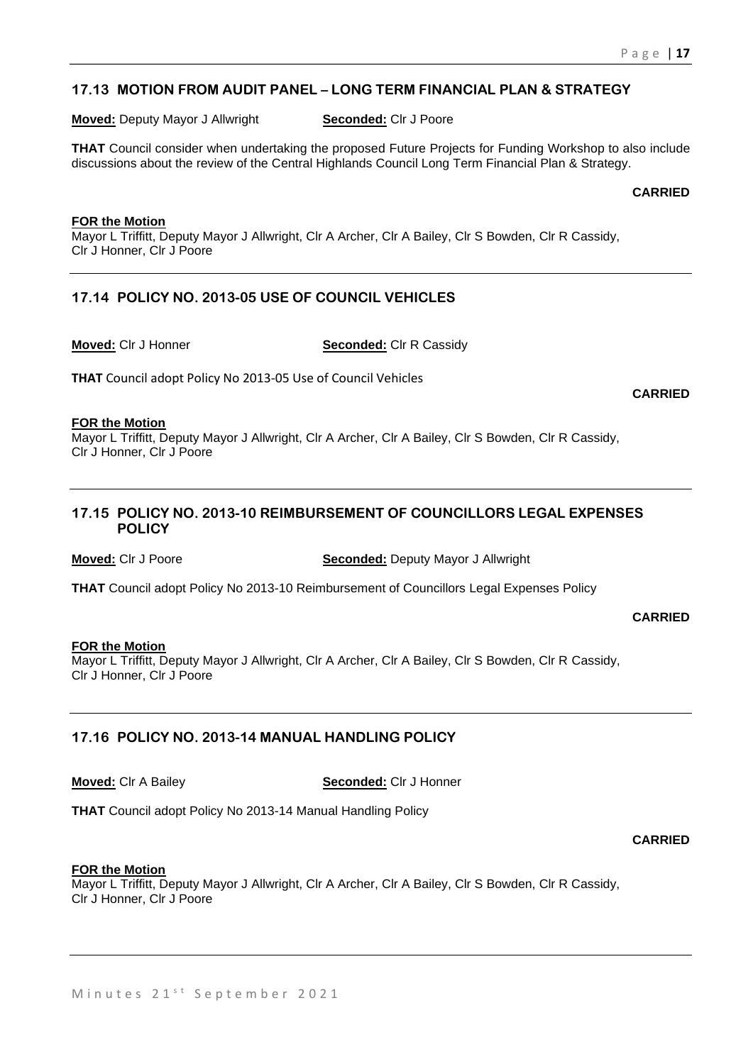## 17.13 MOTION FROM AUDIT PANEL – LONG TERM FINANCIAL PLAN & STRATEGY

**Moved:** Deputy Mayor J Allwright **Seconded:** Clr J Poore

**THAT** Council consider when undertaking the proposed Future Projects for Funding Workshop to also include discussions about the review of the Central Highlands Council Long Term Financial Plan & Strategy.

**CARRIED**

**FOR the Motion**
Mayor L Triffitt, Deputy Mayor J Allwright, Clr A Archer, Clr A Bailey, Clr S Bowden, Clr R Cassidy, Clr J Honner, Clr J Poore

---

## 17.14 POLICY NO. 2013-05 USE OF COUNCIL VEHICLES

**Moved:** Clr J Honner **Seconded:** Clr R Cassidy

**THAT** Council adopt Policy No 2013-05 Use of Council Vehicles

**CARRIED**

**FOR the Motion**
Mayor L Triffitt, Deputy Mayor J Allwright, Clr A Archer, Clr A Bailey, Clr S Bowden, Clr R Cassidy, Clr J Honner, Clr J Poore

---

## 17.15 POLICY NO. 2013-10 REIMBURSEMENT OF COUNCILLORS LEGAL EXPENSES POLICY

**Moved:** Clr J Poore **Seconded:** Deputy Mayor J Allwright

**THAT** Council adopt Policy No 2013-10 Reimbursement of Councillors Legal Expenses Policy

**CARRIED**

**FOR the Motion**
Mayor L Triffitt, Deputy Mayor J Allwright, Clr A Archer, Clr A Bailey, Clr S Bowden, Clr R Cassidy, Clr J Honner, Clr J Poore

---

## 17.16 POLICY NO. 2013-14 MANUAL HANDLING POLICY

**Moved:** Clr A Bailey **Seconded:** Clr J Honner

**THAT** Council adopt Policy No 2013-14 Manual Handling Policy

**CARRIED**

**FOR the Motion**
Mayor L Triffitt, Deputy Mayor J Allwright, Clr A Archer, Clr A Bailey, Clr S Bowden, Clr R Cassidy, Clr J Honner, Clr J Poore

---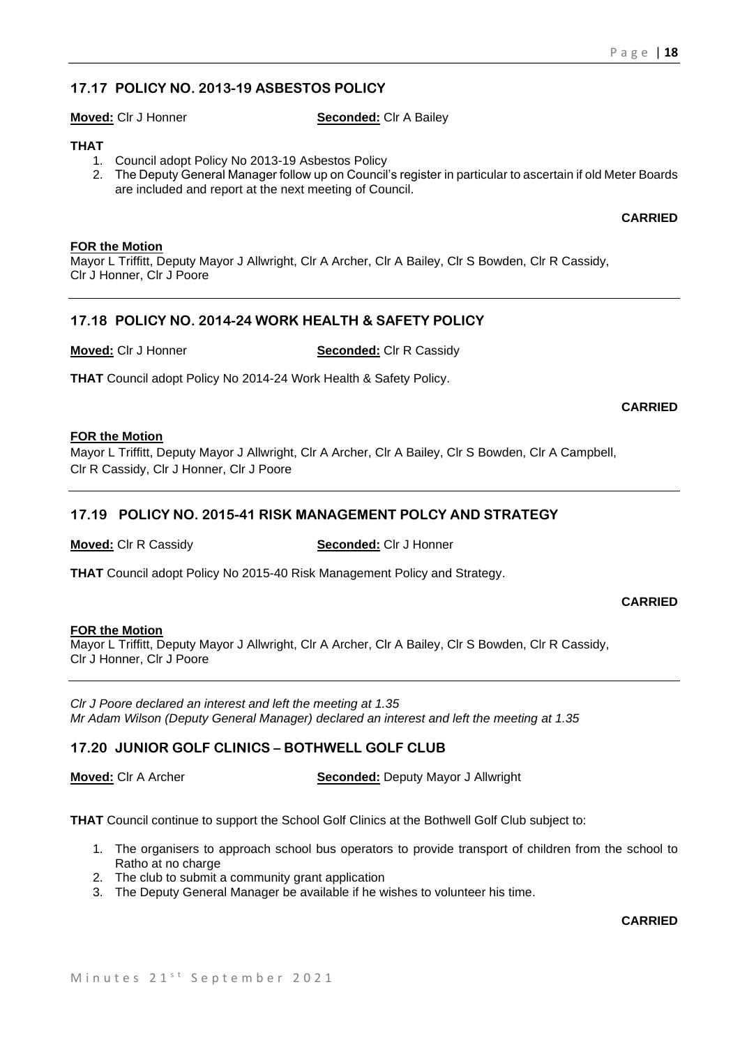## 17.17 POLICY NO. 2013-19 ASBESTOS POLICY

**Moved:** Clr J Honner **Seconded:** Clr A Bailey

**THAT**

1. Council adopt Policy No 2013-19 Asbestos Policy
2. The Deputy General Manager follow up on Council's register in particular to ascertain if old Meter Boards are included and report at the next meeting of Council.

**CARRIED**

**FOR the Motion**
Mayor L Triffitt, Deputy Mayor J Allwright, Clr A Archer, Clr A Bailey, Clr S Bowden, Clr R Cassidy, Clr J Honner, Clr J Poore

---

## 17.18 POLICY NO. 2014-24 WORK HEALTH & SAFETY POLICY

**Moved:** Clr J Honner **Seconded:** Clr R Cassidy

**THAT** Council adopt Policy No 2014-24 Work Health & Safety Policy.

**CARRIED**

**FOR the Motion**
Mayor L Triffitt, Deputy Mayor J Allwright, Clr A Archer, Clr A Bailey, Clr S Bowden, Clr A Campbell, Clr R Cassidy, Clr J Honner, Clr J Poore

---

## 17.19 POLICY NO. 2015-41 RISK MANAGEMENT POLCY AND STRATEGY

**Moved:** Clr R Cassidy **Seconded:** Clr J Honner

**THAT** Council adopt Policy No 2015-40 Risk Management Policy and Strategy.

**CARRIED**

**FOR the Motion**
Mayor L Triffitt, Deputy Mayor J Allwright, Clr A Archer, Clr A Bailey, Clr S Bowden, Clr R Cassidy, Clr J Honner, Clr J Poore

---

*Clr J Poore declared an interest and left the meeting at 1.35*
*Mr Adam Wilson (Deputy General Manager) declared an interest and left the meeting at 1.35*

## 17.20 JUNIOR GOLF CLINICS – BOTHWELL GOLF CLUB

**Moved:** Clr A Archer **Seconded:** Deputy Mayor J Allwright

**THAT** Council continue to support the School Golf Clinics at the Bothwell Golf Club subject to:

1. The organisers to approach school bus operators to provide transport of children from the school to Ratho at no charge
2. The club to submit a community grant application
3. The Deputy General Manager be available if he wishes to volunteer his time.

**CARRIED**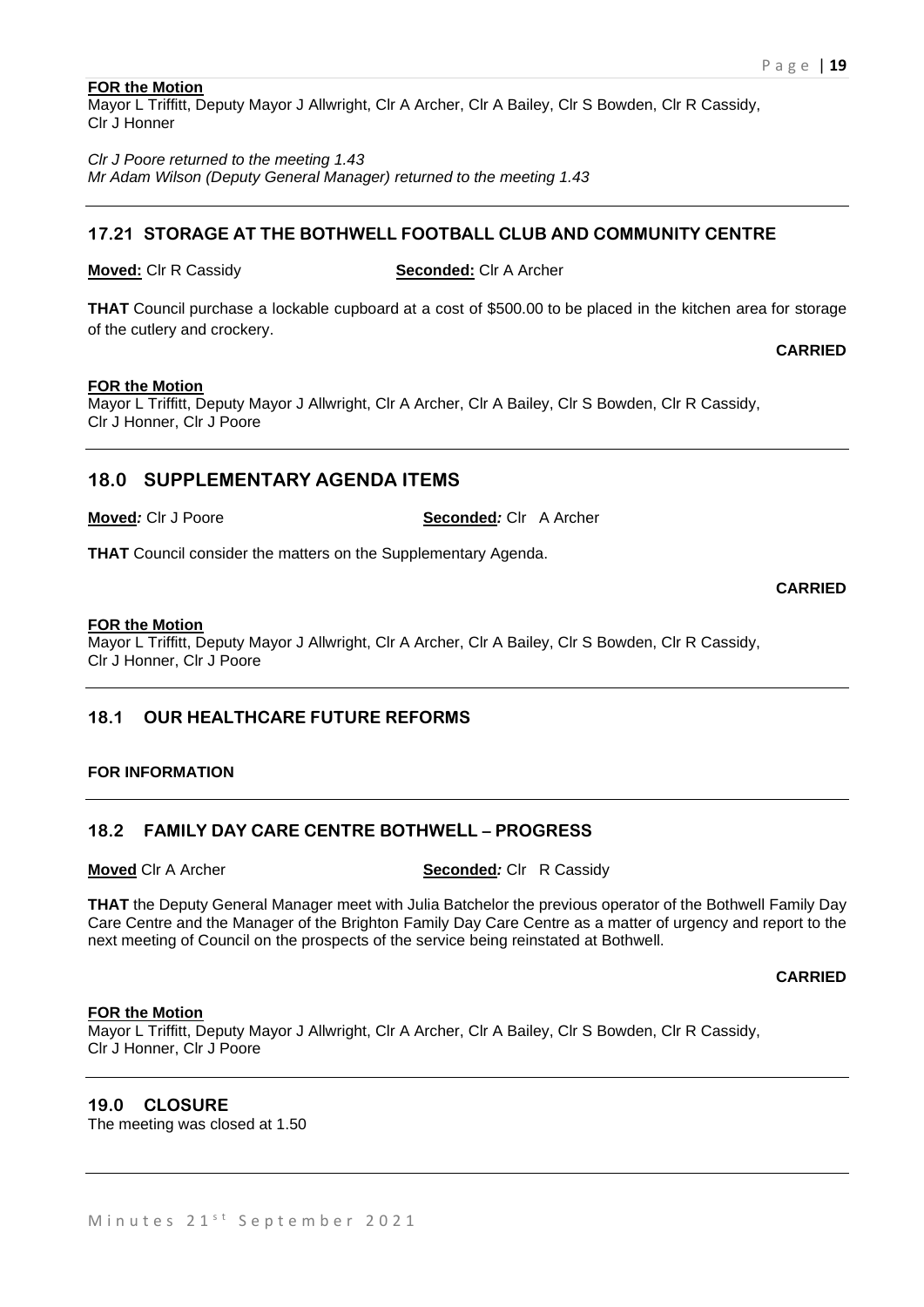**FOR the Motion**
Mayor L Triffitt, Deputy Mayor J Allwright, Clr A Archer, Clr A Bailey, Clr S Bowden, Clr R Cassidy, Clr J Honner

*Clr J Poore returned to the meeting 1.43*
*Mr Adam Wilson (Deputy General Manager) returned to the meeting 1.43*

---

### 17.21 STORAGE AT THE BOTHWELL FOOTBALL CLUB AND COMMUNITY CENTRE

**Moved:** Clr R Cassidy **Seconded:** Clr A Archer

**THAT** Council purchase a lockable cupboard at a cost of $500.00 to be placed in the kitchen area for storage of the cutlery and crockery.

**CARRIED**

**FOR the Motion**
Mayor L Triffitt, Deputy Mayor J Allwright, Clr A Archer, Clr A Bailey, Clr S Bowden, Clr R Cassidy, Clr J Honner, Clr J Poore

---

## 18.0 SUPPLEMENTARY AGENDA ITEMS

**Moved***:* Clr J Poore **Seconded***:* Clr A Archer

**THAT** Council consider the matters on the Supplementary Agenda.

**CARRIED**

**FOR the Motion**
Mayor L Triffitt, Deputy Mayor J Allwright, Clr A Archer, Clr A Bailey, Clr S Bowden, Clr R Cassidy, Clr J Honner, Clr J Poore

---

### 18.1 OUR HEALTHCARE FUTURE REFORMS

**FOR INFORMATION**

---

### 18.2 FAMILY DAY CARE CENTRE BOTHWELL – PROGRESS

**Moved** Clr A Archer **Seconded***:* Clr R Cassidy

**THAT** the Deputy General Manager meet with Julia Batchelor the previous operator of the Bothwell Family Day Care Centre and the Manager of the Brighton Family Day Care Centre as a matter of urgency and report to the next meeting of Council on the prospects of the service being reinstated at Bothwell.

**CARRIED**

**FOR the Motion**
Mayor L Triffitt, Deputy Mayor J Allwright, Clr A Archer, Clr A Bailey, Clr S Bowden, Clr R Cassidy, Clr J Honner, Clr J Poore

---

### 19.0 CLOSURE

The meeting was closed at 1.50